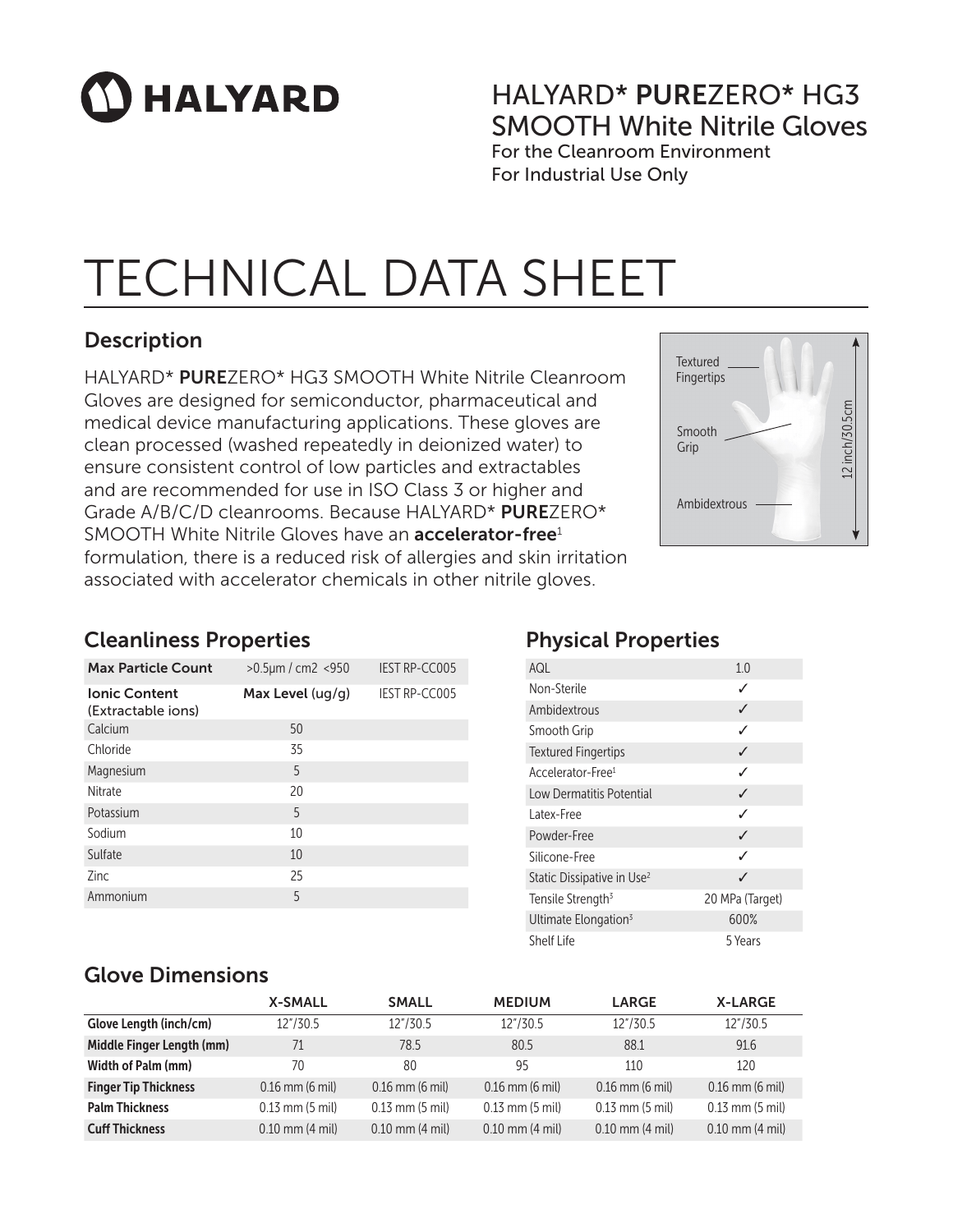HALYARD

# HALYARD* **PURE**ZERO* HG3 SMOOTH White Nitrile Gloves

For the Cleanroom Environment
For Industrial Use Only

# TECHNICAL DATA SHEET

## Description

HALYARD* **PURE**ZERO* HG3 SMOOTH White Nitrile Cleanroom Gloves are designed for semiconductor, pharmaceutical and medical device manufacturing applications. These gloves are clean processed (washed repeatedly in deionized water) to ensure consistent control of low particles and extractables and are recommended for use in ISO Class 3 or higher and Grade A/B/C/D cleanrooms. Because HALYARD* **PURE**ZERO* SMOOTH White Nitrile Gloves have an **accelerator-free**[1] formulation, there is a reduced risk of allergies and skin irritation associated with accelerator chemicals in other nitrile gloves.

Textured Fingertips
Smooth Grip
Ambidextrous
12 inch/30.5cm

## Cleanliness Properties

| **Max Particle Count** | >0.5µm / cm2 <950 | IEST RP-CC005 |
|---|---|---|
| **Ionic Content** (Extractable ions) | **Max Level** (ug/g) | IEST RP-CC005 |
| Calcium | 50 | |
| Chloride | 35 | |
| Magnesium | 5 | |
| Nitrate | 20 | |
| Potassium | 5 | |
| Sodium | 10 | |
| Sulfate | 10 | |
| Zinc | 25 | |
| Ammonium | 5 | |

## Physical Properties

| | |
|---|---|
| AQL | 1.0 |
| Non-Sterile | ✓ |
| Ambidextrous | ✓ |
| Smooth Grip | ✓ |
| Textured Fingertips | ✓ |
| Accelerator-Free[1] | ✓ |
| Low Dermatitis Potential | ✓ |
| Latex-Free | ✓ |
| Powder-Free | ✓ |
| Silicone-Free | ✓ |
| Static Dissipative in Use[2] | ✓ |
| Tensile Strength[3] | 20 MPa (Target) |
| Ultimate Elongation[3] | 600% |
| Shelf Life | 5 Years |

## Glove Dimensions

| | X-SMALL | SMALL | MEDIUM | LARGE | X-LARGE |
|---|---|---|---|---|---|
| **Glove Length (inch/cm)** | 12"/30.5 | 12"/30.5 | 12"/30.5 | 12"/30.5 | 12"/30.5 |
| **Middle Finger Length (mm)** | 71 | 78.5 | 80.5 | 88.1 | 91.6 |
| **Width of Palm (mm)** | 70 | 80 | 95 | 110 | 120 |
| **Finger Tip Thickness** | 0.16 mm (6 mil) | 0.16 mm (6 mil) | 0.16 mm (6 mil) | 0.16 mm (6 mil) | 0.16 mm (6 mil) |
| **Palm Thickness** | 0.13 mm (5 mil) | 0.13 mm (5 mil) | 0.13 mm (5 mil) | 0.13 mm (5 mil) | 0.13 mm (5 mil) |
| **Cuff Thickness** | 0.10 mm (4 mil) | 0.10 mm (4 mil) | 0.10 mm (4 mil) | 0.10 mm (4 mil) | 0.10 mm (4 mil) |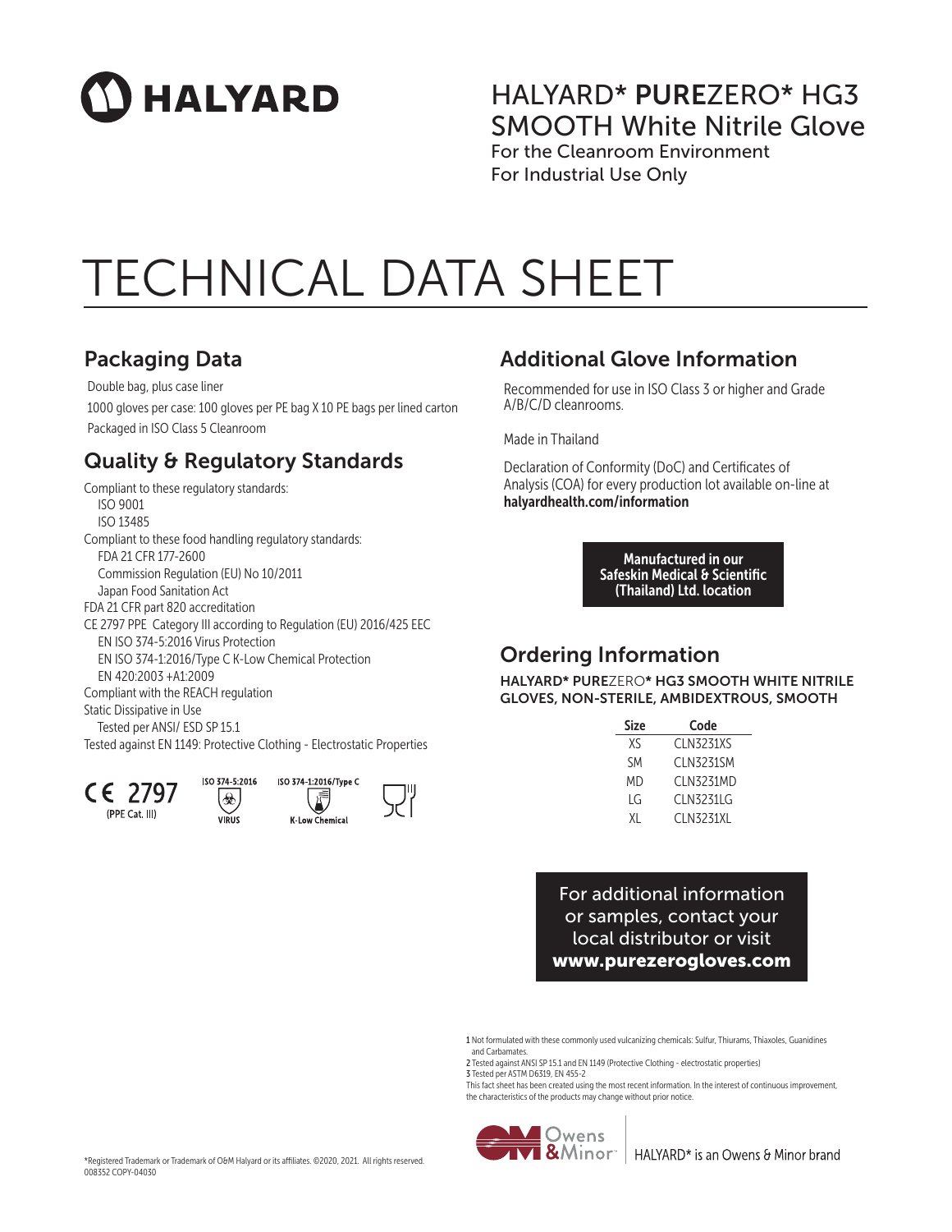# HALYARD

## HALYARD* PUREZERO* HG3 SMOOTH White Nitrile Glove

For the Cleanroom Environment
For Industrial Use Only

# TECHNICAL DATA SHEET

## Packaging Data

Double bag, plus case liner

1000 gloves per case: 100 gloves per PE bag X 10 PE bags per lined carton

Packaged in ISO Class 5 Cleanroom

## Quality & Regulatory Standards

Compliant to these regulatory standards:
- ISO 9001
- ISO 13485

Compliant to these food handling regulatory standards:
- FDA 21 CFR 177-2600
- Commission Regulation (EU) No 10/2011
- Japan Food Sanitation Act

FDA 21 CFR part 820 accreditation

CE 2797 PPE Category III according to Regulation (EU) 2016/425 EEC
- EN ISO 374-5:2016 Virus Protection
- EN ISO 374-1:2016/Type C K-Low Chemical Protection
- EN 420:2003 +A1:2009

Compliant with the REACH regulation

Static Dissipative in Use
- Tested per ANSI/ ESD SP 15.1

Tested against EN 1149: Protective Clothing - Electrostatic Properties

CE 2797 (PPE Cat. III)

ISO 374-5:2016 VIRUS

ISO 374-1:2016/Type C K-Low Chemical

## Additional Glove Information

Recommended for use in ISO Class 3 or higher and Grade A/B/C/D cleanrooms.

Made in Thailand

Declaration of Conformity (DoC) and Certificates of Analysis (COA) for every production lot available on-line at **halyardhealth.com/information**

**Manufactured in our Safeskin Medical & Scientific (Thailand) Ltd. location**

## Ordering Information

HALYARD* PUREZERO* HG3 SMOOTH WHITE NITRILE GLOVES, NON-STERILE, AMBIDEXTROUS, SMOOTH

| Size | Code |
|---|---|
| XS | CLN3231XS |
| SM | CLN3231SM |
| MD | CLN3231MD |
| LG | CLN3231LG |
| XL | CLN3231XL |

For additional information or samples, contact your local distributor or visit **www.purezerogloves.com**

1 Not formulated with these commonly used vulcanizing chemicals: Sulfur, Thiurams, Thiaxoles, Guanidines and Carbamates.
2 Tested against ANSI SP 15.1 and EN 1149 (Protective Clothing - electrostatic properties)
3 Tested per ASTM D6319, EN 455-2
This fact sheet has been created using the most recent information. In the interest of continuous improvement, the characteristics of the products may change without prior notice.

Owens & Minor | HALYARD* is an Owens & Minor brand

*Registered Trademark or Trademark of O&M Halyard or its affiliates. ©2020, 2021. All rights reserved.
008352 COPY-04030